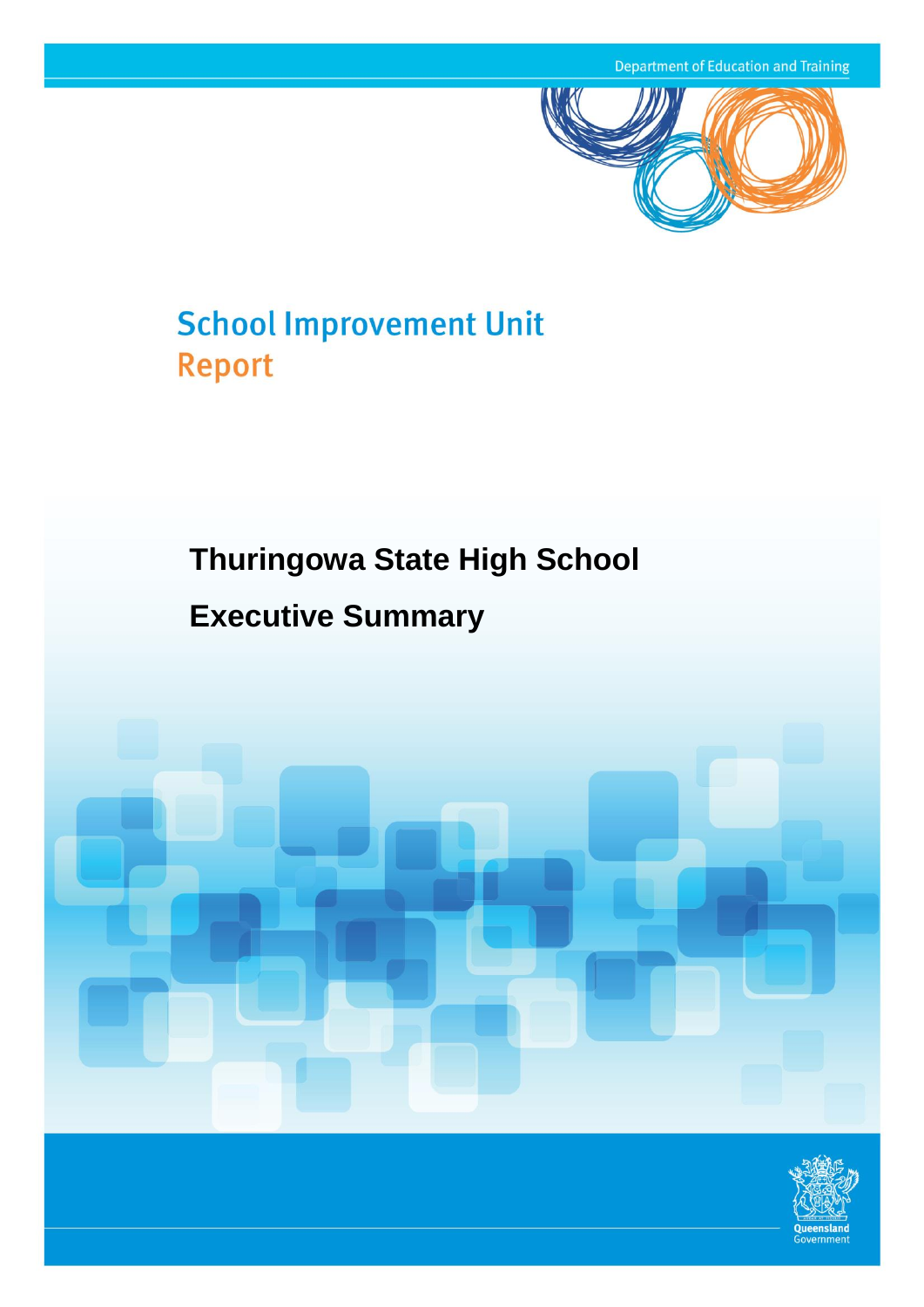Department of Education and Training

# School Improvement Unit Report

## Thuringowa State High School

## Executive Summary

Queensland Government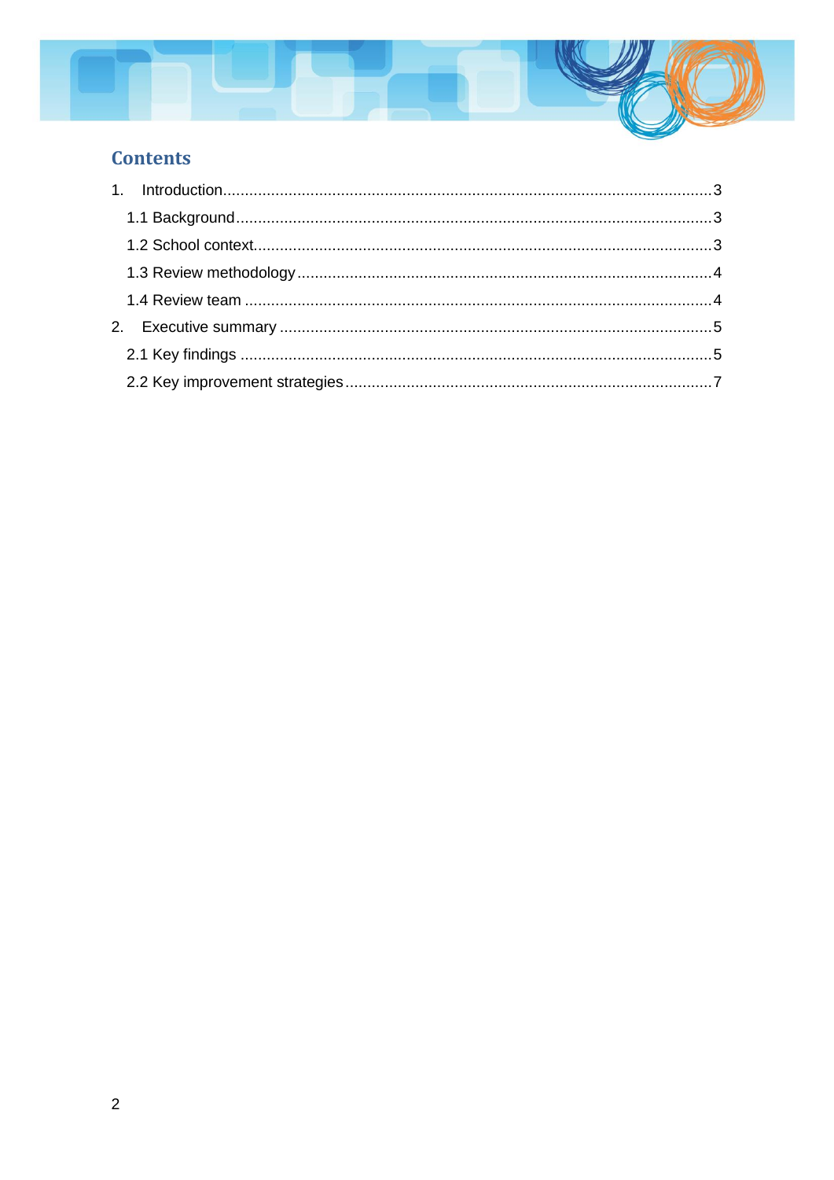## Contents

1. Introduction.....3
   - 1.1 Background.....3
   - 1.2 School context.....3
   - 1.3 Review methodology.....4
   - 1.4 Review team.....4
2. Executive summary.....5
   - 2.1 Key findings.....5
   - 2.2 Key improvement strategies.....7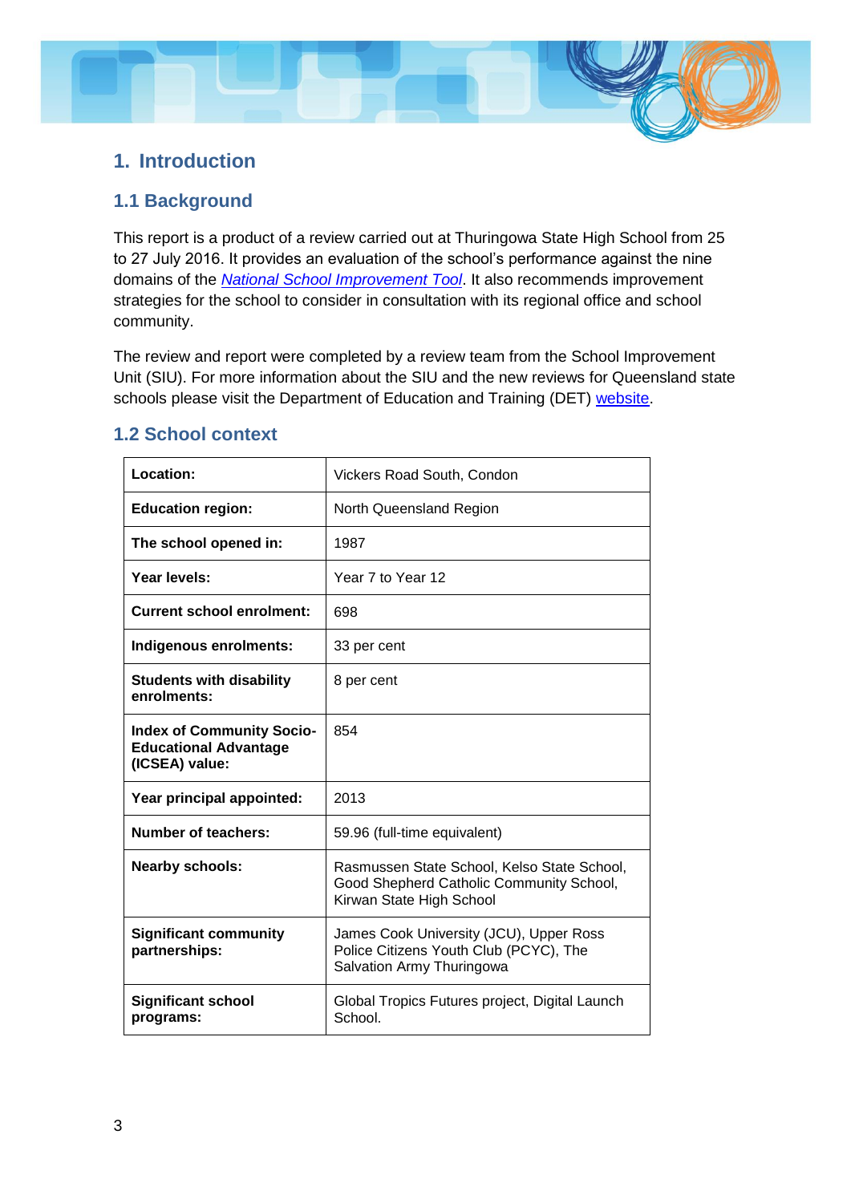# 1. Introduction

## 1.1 Background

This report is a product of a review carried out at Thuringowa State High School from 25 to 27 July 2016. It provides an evaluation of the school's performance against the nine domains of the *National School Improvement Tool*. It also recommends improvement strategies for the school to consider in consultation with its regional office and school community.

The review and report were completed by a review team from the School Improvement Unit (SIU). For more information about the SIU and the new reviews for Queensland state schools please visit the Department of Education and Training (DET) website.

## 1.2 School context

| | |
|---|---|
| **Location:** | Vickers Road South, Condon |
| **Education region:** | North Queensland Region |
| **The school opened in:** | 1987 |
| **Year levels:** | Year 7 to Year 12 |
| **Current school enrolment:** | 698 |
| **Indigenous enrolments:** | 33 per cent |
| **Students with disability enrolments:** | 8 per cent |
| **Index of Community Socio-Educational Advantage (ICSEA) value:** | 854 |
| **Year principal appointed:** | 2013 |
| **Number of teachers:** | 59.96 (full-time equivalent) |
| **Nearby schools:** | Rasmussen State School, Kelso State School, Good Shepherd Catholic Community School, Kirwan State High School |
| **Significant community partnerships:** | James Cook University (JCU), Upper Ross Police Citizens Youth Club (PCYC), The Salvation Army Thuringowa |
| **Significant school programs:** | Global Tropics Futures project, Digital Launch School. |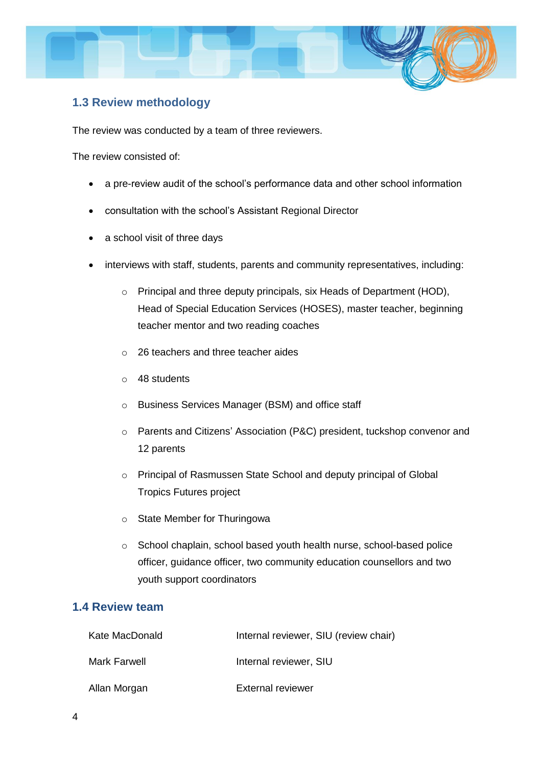## 1.3 Review methodology

The review was conducted by a team of three reviewers.

The review consisted of:

- a pre-review audit of the school's performance data and other school information
- consultation with the school's Assistant Regional Director
- a school visit of three days
- interviews with staff, students, parents and community representatives, including:
  - Principal and three deputy principals, six Heads of Department (HOD), Head of Special Education Services (HOSES), master teacher, beginning teacher mentor and two reading coaches
  - 26 teachers and three teacher aides
  - 48 students
  - Business Services Manager (BSM) and office staff
  - Parents and Citizens' Association (P&C) president, tuckshop convenor and 12 parents
  - Principal of Rasmussen State School and deputy principal of Global Tropics Futures project
  - State Member for Thuringowa
  - School chaplain, school based youth health nurse, school-based police officer, guidance officer, two community education counsellors and two youth support coordinators

## 1.4 Review team

| | |
|---|---|
| Kate MacDonald | Internal reviewer, SIU (review chair) |
| Mark Farwell | Internal reviewer, SIU |
| Allan Morgan | External reviewer |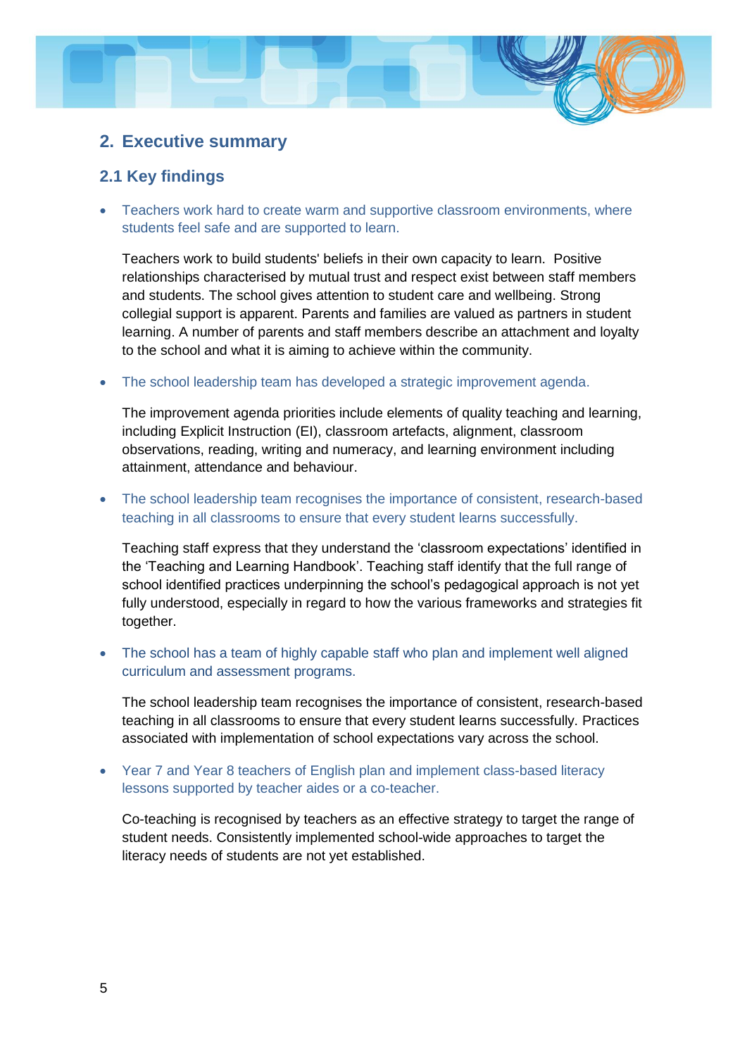## 2. Executive summary

### 2.1 Key findings

- Teachers work hard to create warm and supportive classroom environments, where students feel safe and are supported to learn.

  Teachers work to build students' beliefs in their own capacity to learn. Positive relationships characterised by mutual trust and respect exist between staff members and students. The school gives attention to student care and wellbeing. Strong collegial support is apparent. Parents and families are valued as partners in student learning. A number of parents and staff members describe an attachment and loyalty to the school and what it is aiming to achieve within the community.

- The school leadership team has developed a strategic improvement agenda.

  The improvement agenda priorities include elements of quality teaching and learning, including Explicit Instruction (EI), classroom artefacts, alignment, classroom observations, reading, writing and numeracy, and learning environment including attainment, attendance and behaviour.

- The school leadership team recognises the importance of consistent, research-based teaching in all classrooms to ensure that every student learns successfully.

  Teaching staff express that they understand the 'classroom expectations' identified in the 'Teaching and Learning Handbook'. Teaching staff identify that the full range of school identified practices underpinning the school's pedagogical approach is not yet fully understood, especially in regard to how the various frameworks and strategies fit together.

- The school has a team of highly capable staff who plan and implement well aligned curriculum and assessment programs.

  The school leadership team recognises the importance of consistent, research-based teaching in all classrooms to ensure that every student learns successfully. Practices associated with implementation of school expectations vary across the school.

- Year 7 and Year 8 teachers of English plan and implement class-based literacy lessons supported by teacher aides or a co-teacher.

  Co-teaching is recognised by teachers as an effective strategy to target the range of student needs. Consistently implemented school-wide approaches to target the literacy needs of students are not yet established.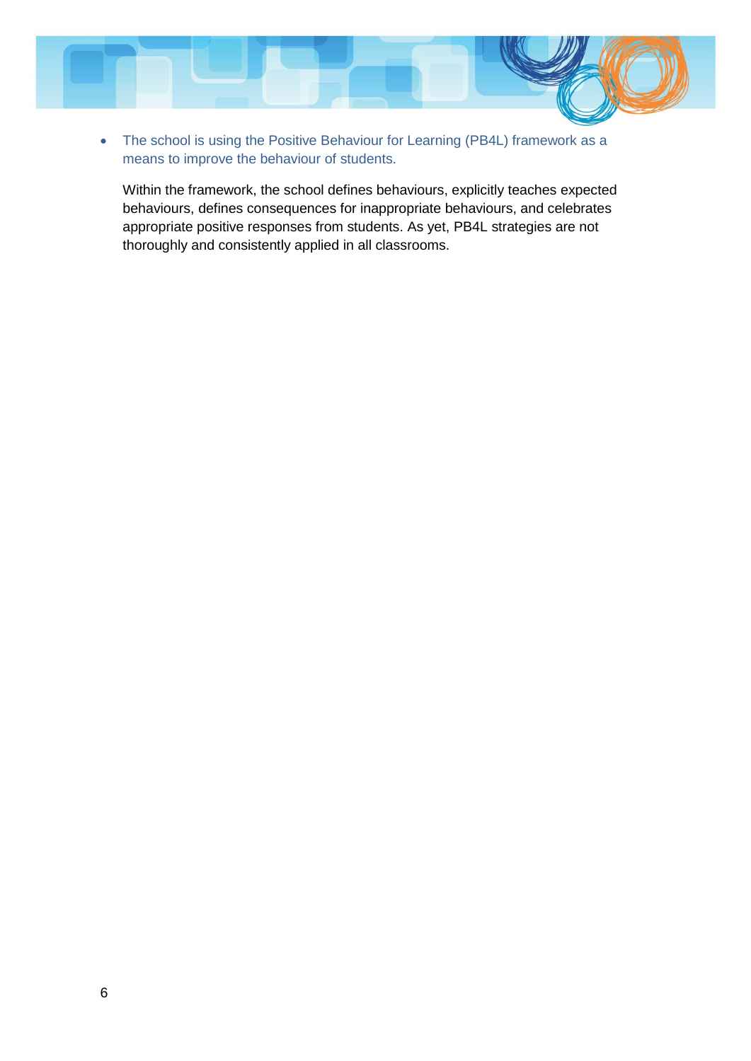- The school is using the Positive Behaviour for Learning (PB4L) framework as a means to improve the behaviour of students.

  Within the framework, the school defines behaviours, explicitly teaches expected behaviours, defines consequences for inappropriate behaviours, and celebrates appropriate positive responses from students. As yet, PB4L strategies are not thoroughly and consistently applied in all classrooms.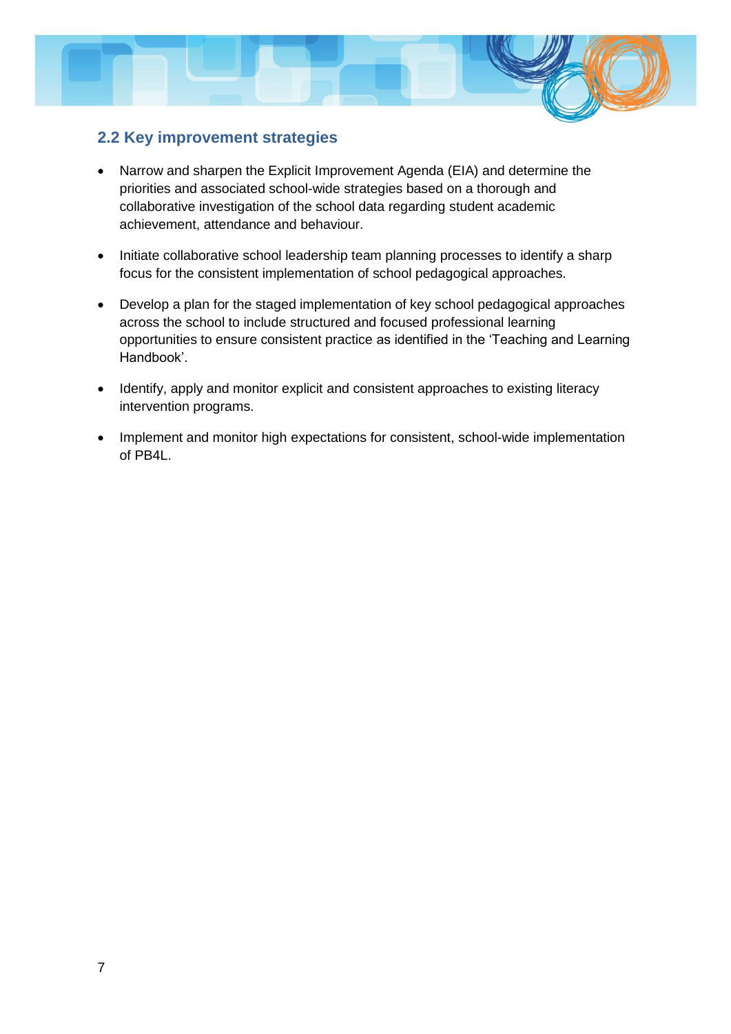## 2.2 Key improvement strategies

- Narrow and sharpen the Explicit Improvement Agenda (EIA) and determine the priorities and associated school-wide strategies based on a thorough and collaborative investigation of the school data regarding student academic achievement, attendance and behaviour.
- Initiate collaborative school leadership team planning processes to identify a sharp focus for the consistent implementation of school pedagogical approaches.
- Develop a plan for the staged implementation of key school pedagogical approaches across the school to include structured and focused professional learning opportunities to ensure consistent practice as identified in the 'Teaching and Learning Handbook'.
- Identify, apply and monitor explicit and consistent approaches to existing literacy intervention programs.
- Implement and monitor high expectations for consistent, school-wide implementation of PB4L.